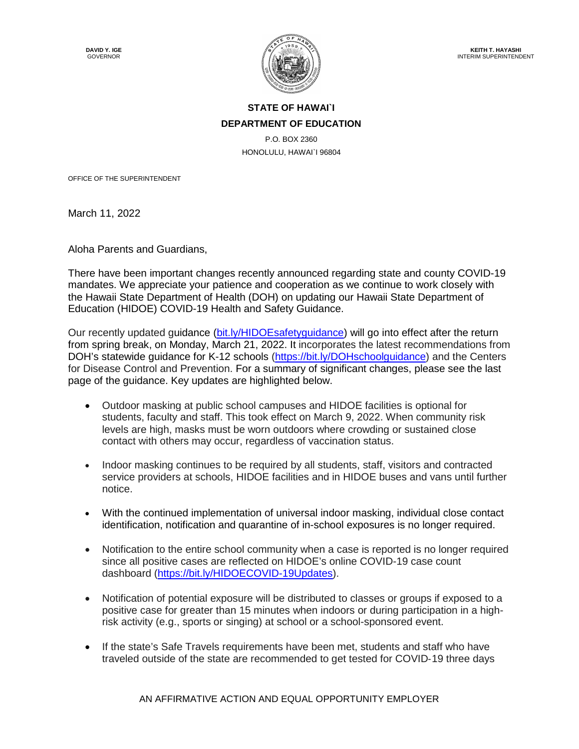**DAVID Y. IGE**
GOVERNOR

**KEITH T. HAYASHI**
INTERIM SUPERINTENDENT

**STATE OF HAWAI`I**
**DEPARTMENT OF EDUCATION**

P.O. BOX 2360
HONOLULU, HAWAI`I 96804

OFFICE OF THE SUPERINTENDENT

March 11, 2022

Aloha Parents and Guardians,

There have been important changes recently announced regarding state and county COVID-19 mandates. We appreciate your patience and cooperation as we continue to work closely with the Hawaii State Department of Health (DOH) on updating our Hawaii State Department of Education (HIDOE) COVID-19 Health and Safety Guidance.

Our recently updated guidance ([bit.ly/HIDOEsafetyguidance](bit.ly/HIDOEsafetyguidance)) will go into effect after the return from spring break, on Monday, March 21, 2022. It incorporates the latest recommendations from DOH's statewide guidance for K-12 schools ([https://bit.ly/DOHschoolguidance](https://bit.ly/DOHschoolguidance)) and the Centers for Disease Control and Prevention. For a summary of significant changes, please see the last page of the guidance. Key updates are highlighted below.

- Outdoor masking at public school campuses and HIDOE facilities is optional for students, faculty and staff. This took effect on March 9, 2022. When community risk levels are high, masks must be worn outdoors where crowding or sustained close contact with others may occur, regardless of vaccination status.
- Indoor masking continues to be required by all students, staff, visitors and contracted service providers at schools, HIDOE facilities and in HIDOE buses and vans until further notice.
- With the continued implementation of universal indoor masking, individual close contact identification, notification and quarantine of in-school exposures is no longer required.
- Notification to the entire school community when a case is reported is no longer required since all positive cases are reflected on HIDOE's online COVID-19 case count dashboard ([https://bit.ly/HIDOECOVID-19Updates](https://bit.ly/HIDOECOVID-19Updates)).
- Notification of potential exposure will be distributed to classes or groups if exposed to a positive case for greater than 15 minutes when indoors or during participation in a high-risk activity (e.g., sports or singing) at school or a school-sponsored event.
- If the state's Safe Travels requirements have been met, students and staff who have traveled outside of the state are recommended to get tested for COVID-19 three days

AN AFFIRMATIVE ACTION AND EQUAL OPPORTUNITY EMPLOYER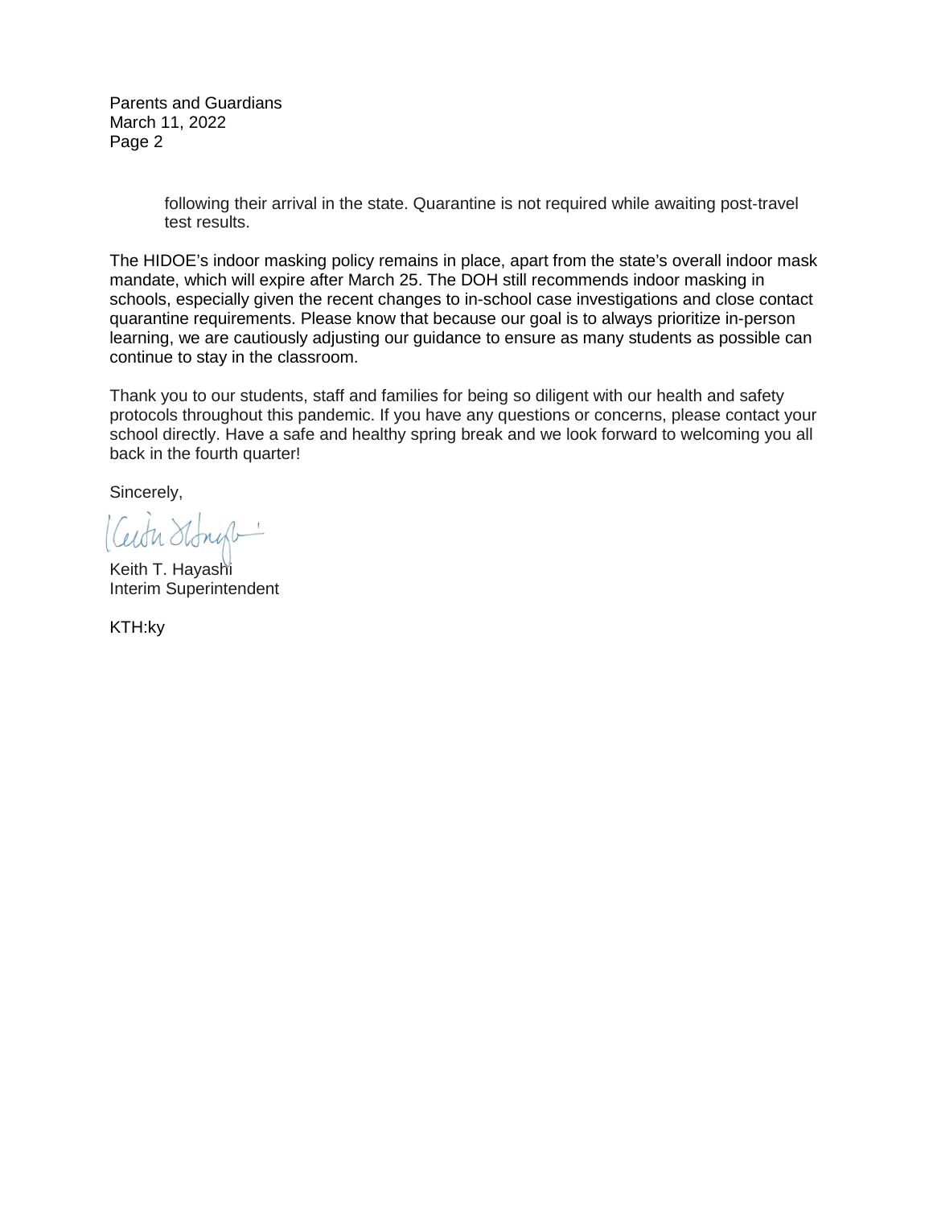following their arrival in the state. Quarantine is not required while awaiting post-travel test results.

The HIDOE's indoor masking policy remains in place, apart from the state's overall indoor mask mandate, which will expire after March 25. The DOH still recommends indoor masking in schools, especially given the recent changes to in-school case investigations and close contact quarantine requirements. Please know that because our goal is to always prioritize in-person learning, we are cautiously adjusting our guidance to ensure as many students as possible can continue to stay in the classroom.

Thank you to our students, staff and families for being so diligent with our health and safety protocols throughout this pandemic. If you have any questions or concerns, please contact your school directly. Have a safe and healthy spring break and we look forward to welcoming you all back in the fourth quarter!

Sincerely,

Keith T. Hayashi
Interim Superintendent

KTH:ky